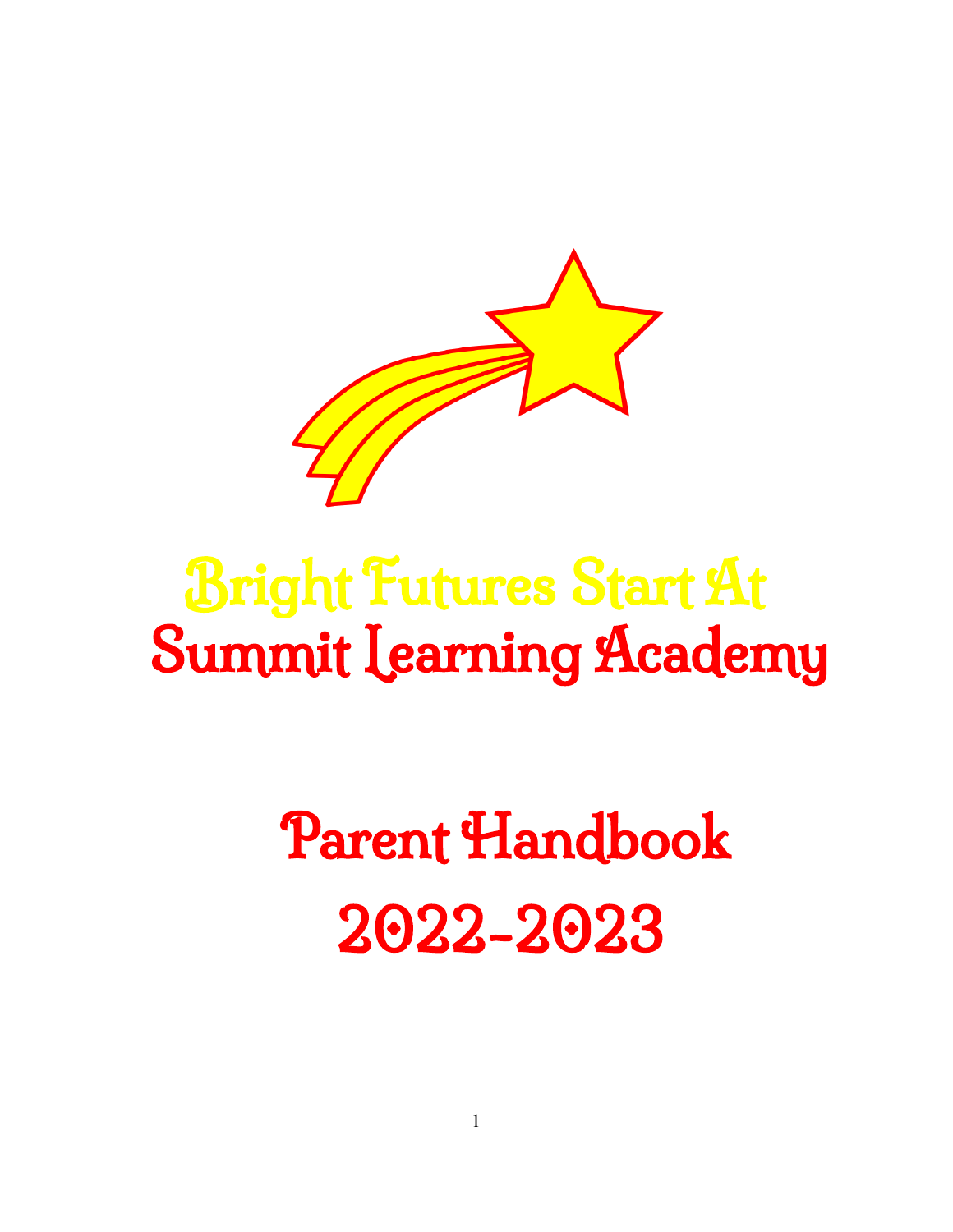# Bright Futures Start At
# Summit Learning Academy

# Parent Handbook
# 2022-2023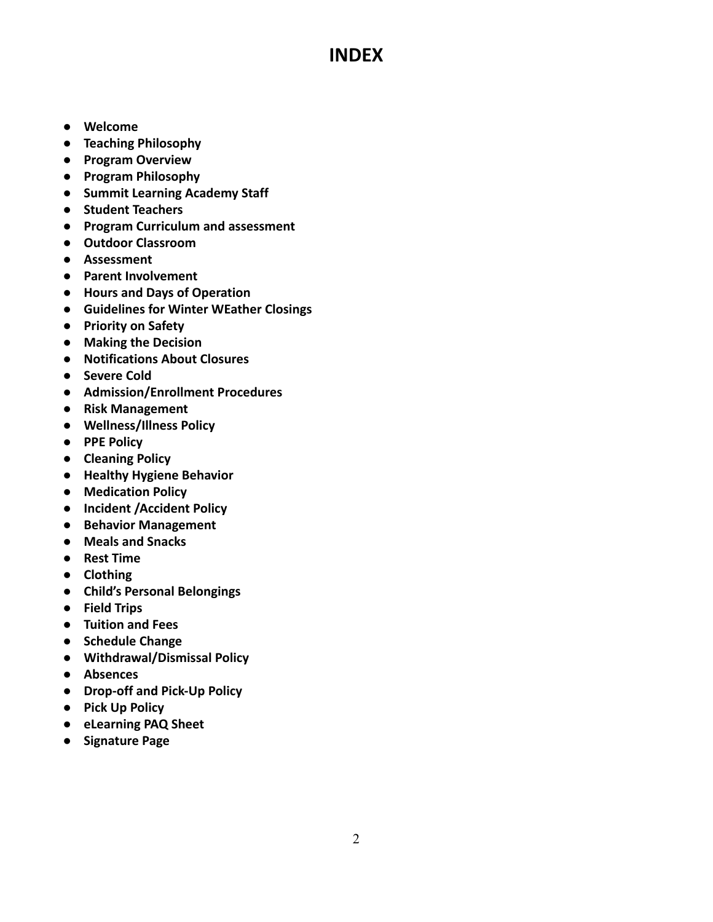# INDEX

- **Welcome**
- **Teaching Philosophy**
- **Program Overview**
- **Program Philosophy**
- **Summit Learning Academy Staff**
- **Student Teachers**
- **Program Curriculum and assessment**
- **Outdoor Classroom**
- **Assessment**
- **Parent Involvement**
- **Hours and Days of Operation**
- **Guidelines for Winter WEather Closings**
- **Priority on Safety**
- **Making the Decision**
- **Notifications About Closures**
- **Severe Cold**
- **Admission/Enrollment Procedures**
- **Risk Management**
- **Wellness/Illness Policy**
- **PPE Policy**
- **Cleaning Policy**
- **Healthy Hygiene Behavior**
- **Medication Policy**
- **Incident /Accident Policy**
- **Behavior Management**
- **Meals and Snacks**
- **Rest Time**
- **Clothing**
- **Child's Personal Belongings**
- **Field Trips**
- **Tuition and Fees**
- **Schedule Change**
- **Withdrawal/Dismissal Policy**
- **Absences**
- **Drop-off and Pick-Up Policy**
- **Pick Up Policy**
- **eLearning PAQ Sheet**
- **Signature Page**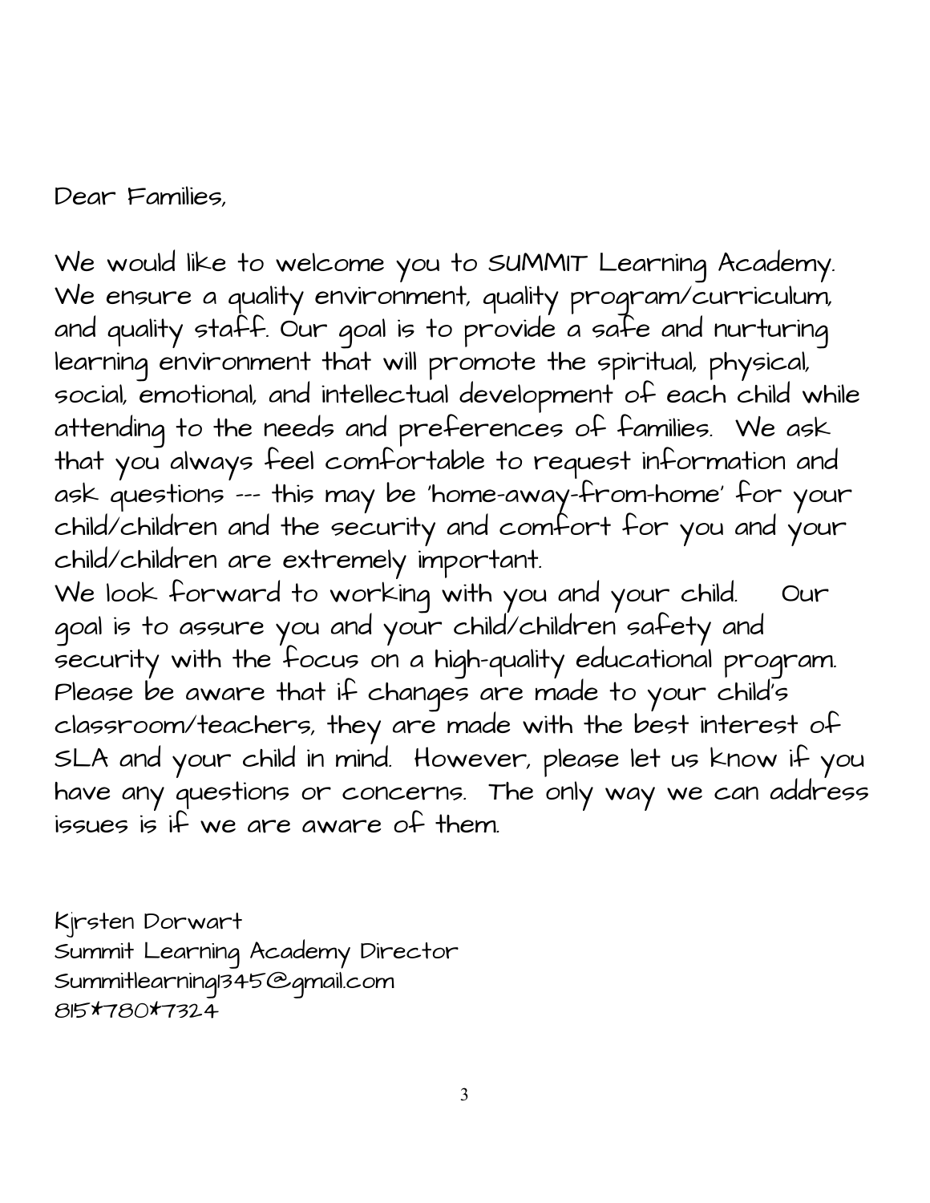Dear Families,

We would like to welcome you to SUMMIT Learning Academy. We ensure a quality environment, quality program/curriculum, and quality staff. Our goal is to provide a safe and nurturing learning environment that will promote the spiritual, physical, social, emotional, and intellectual development of each child while attending to the needs and preferences of families. We ask that you always feel comfortable to request information and ask questions --- this may be 'home-away-from-home' for your child/children and the security and comfort for you and your child/children are extremely important.

We look forward to working with you and your child. Our goal is to assure you and your child/children safety and security with the focus on a high-quality educational program. Please be aware that if changes are made to your child's classroom/teachers, they are made with the best interest of SLA and your child in mind. However, please let us know if you have any questions or concerns. The only way we can address issues is if we are aware of them.

Kjrsten Dorwart
Summit Learning Academy Director
Summitlearning1345@gmail.com
815*780*7324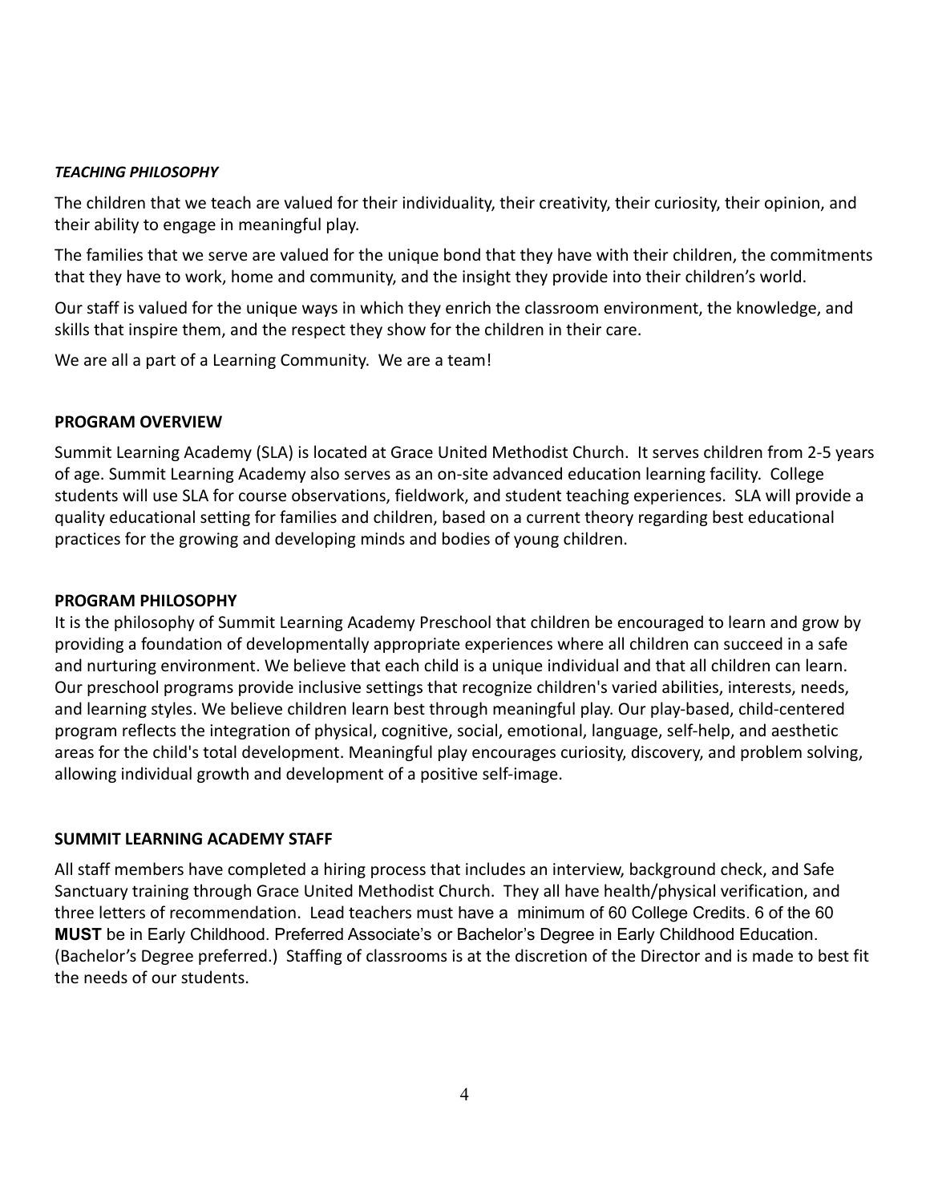***TEACHING PHILOSOPHY***

The children that we teach are valued for their individuality, their creativity, their curiosity, their opinion, and their ability to engage in meaningful play.

The families that we serve are valued for the unique bond that they have with their children, the commitments that they have to work, home and community, and the insight they provide into their children's world.

Our staff is valued for the unique ways in which they enrich the classroom environment, the knowledge, and skills that inspire them, and the respect they show for the children in their care.

We are all a part of a Learning Community. We are a team!

**PROGRAM OVERVIEW**

Summit Learning Academy (SLA) is located at Grace United Methodist Church. It serves children from 2-5 years of age. Summit Learning Academy also serves as an on-site advanced education learning facility. College students will use SLA for course observations, fieldwork, and student teaching experiences. SLA will provide a quality educational setting for families and children, based on a current theory regarding best educational practices for the growing and developing minds and bodies of young children.

**PROGRAM PHILOSOPHY**

It is the philosophy of Summit Learning Academy Preschool that children be encouraged to learn and grow by providing a foundation of developmentally appropriate experiences where all children can succeed in a safe and nurturing environment. We believe that each child is a unique individual and that all children can learn. Our preschool programs provide inclusive settings that recognize children's varied abilities, interests, needs, and learning styles. We believe children learn best through meaningful play. Our play-based, child-centered program reflects the integration of physical, cognitive, social, emotional, language, self-help, and aesthetic areas for the child's total development. Meaningful play encourages curiosity, discovery, and problem solving, allowing individual growth and development of a positive self-image.

**SUMMIT LEARNING ACADEMY STAFF**

All staff members have completed a hiring process that includes an interview, background check, and Safe Sanctuary training through Grace United Methodist Church. They all have health/physical verification, and three letters of recommendation. Lead teachers must have a minimum of 60 College Credits. 6 of the 60 **MUST** be in Early Childhood. Preferred Associate's or Bachelor's Degree in Early Childhood Education. (Bachelor's Degree preferred.) Staffing of classrooms is at the discretion of the Director and is made to best fit the needs of our students.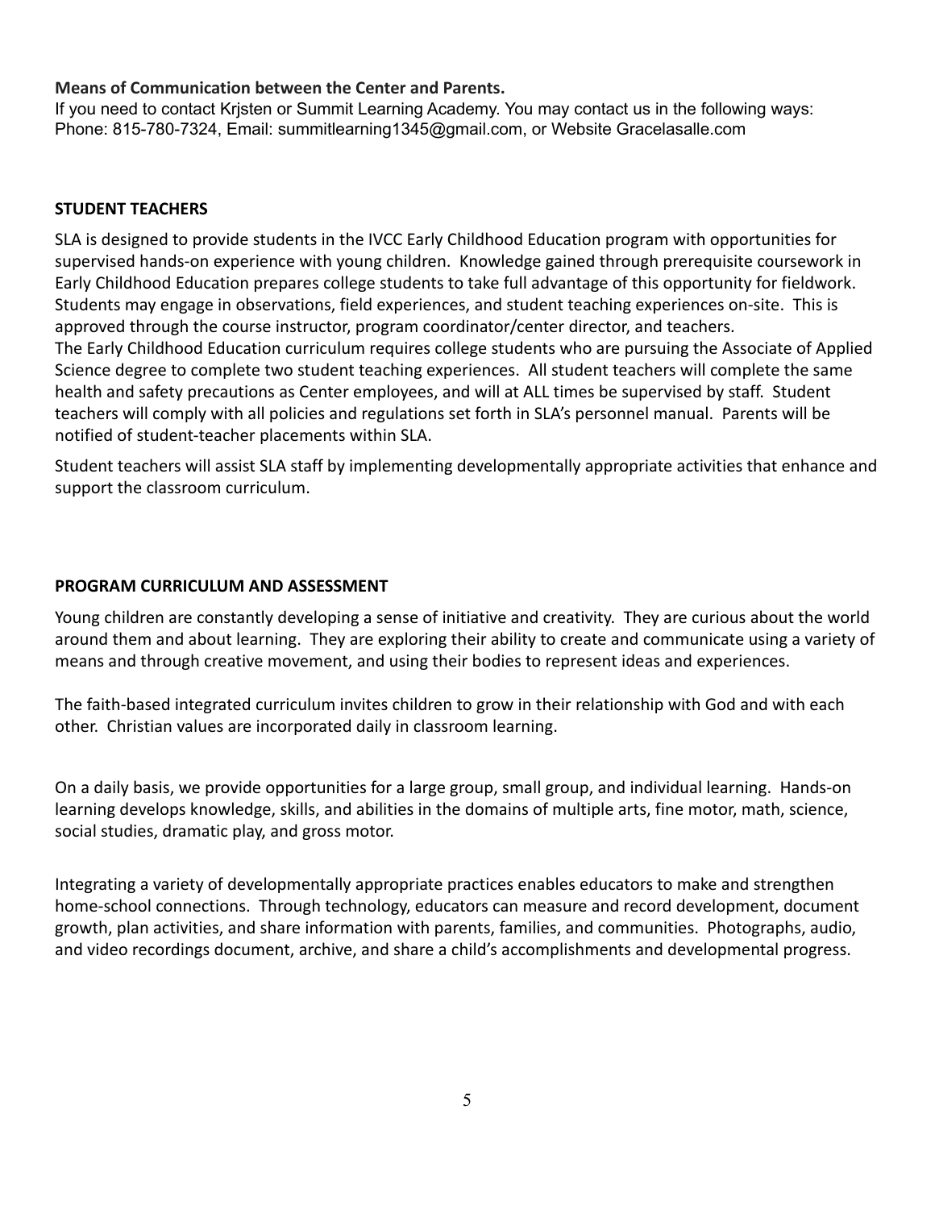**Means of Communication between the Center and Parents.**
If you need to contact Krjsten or Summit Learning Academy. You may contact us in the following ways: Phone: 815-780-7324, Email: summitlearning1345@gmail.com, or Website Gracelasalle.com

## STUDENT TEACHERS

SLA is designed to provide students in the IVCC Early Childhood Education program with opportunities for supervised hands-on experience with young children. Knowledge gained through prerequisite coursework in Early Childhood Education prepares college students to take full advantage of this opportunity for fieldwork. Students may engage in observations, field experiences, and student teaching experiences on-site. This is approved through the course instructor, program coordinator/center director, and teachers.
The Early Childhood Education curriculum requires college students who are pursuing the Associate of Applied Science degree to complete two student teaching experiences. All student teachers will complete the same health and safety precautions as Center employees, and will at ALL times be supervised by staff. Student teachers will comply with all policies and regulations set forth in SLA's personnel manual. Parents will be notified of student-teacher placements within SLA.

Student teachers will assist SLA staff by implementing developmentally appropriate activities that enhance and support the classroom curriculum.

## PROGRAM CURRICULUM AND ASSESSMENT

Young children are constantly developing a sense of initiative and creativity. They are curious about the world around them and about learning. They are exploring their ability to create and communicate using a variety of means and through creative movement, and using their bodies to represent ideas and experiences.

The faith-based integrated curriculum invites children to grow in their relationship with God and with each other. Christian values are incorporated daily in classroom learning.

On a daily basis, we provide opportunities for a large group, small group, and individual learning. Hands-on learning develops knowledge, skills, and abilities in the domains of multiple arts, fine motor, math, science, social studies, dramatic play, and gross motor.

Integrating a variety of developmentally appropriate practices enables educators to make and strengthen home-school connections. Through technology, educators can measure and record development, document growth, plan activities, and share information with parents, families, and communities. Photographs, audio, and video recordings document, archive, and share a child's accomplishments and developmental progress.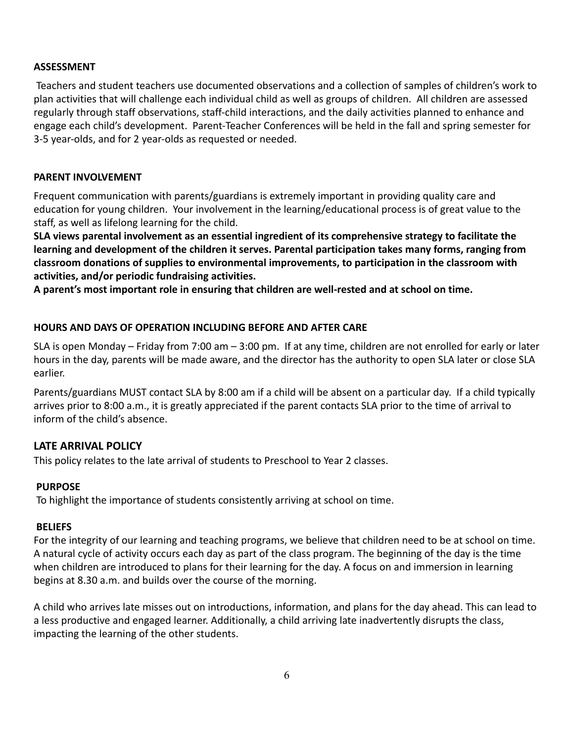**ASSESSMENT**

Teachers and student teachers use documented observations and a collection of samples of children's work to plan activities that will challenge each individual child as well as groups of children. All children are assessed regularly through staff observations, staff-child interactions, and the daily activities planned to enhance and engage each child's development. Parent-Teacher Conferences will be held in the fall and spring semester for 3-5 year-olds, and for 2 year-olds as requested or needed.

**PARENT INVOLVEMENT**

Frequent communication with parents/guardians is extremely important in providing quality care and education for young children. Your involvement in the learning/educational process is of great value to the staff, as well as lifelong learning for the child.

**SLA views parental involvement as an essential ingredient of its comprehensive strategy to facilitate the learning and development of the children it serves. Parental participation takes many forms, ranging from classroom donations of supplies to environmental improvements, to participation in the classroom with activities, and/or periodic fundraising activities.**

**A parent's most important role in ensuring that children are well-rested and at school on time.**

**HOURS AND DAYS OF OPERATION INCLUDING BEFORE AND AFTER CARE**

SLA is open Monday – Friday from 7:00 am – 3:00 pm. If at any time, children are not enrolled for early or later hours in the day, parents will be made aware, and the director has the authority to open SLA later or close SLA earlier.

Parents/guardians MUST contact SLA by 8:00 am if a child will be absent on a particular day. If a child typically arrives prior to 8:00 a.m., it is greatly appreciated if the parent contacts SLA prior to the time of arrival to inform of the child's absence.

## LATE ARRIVAL POLICY

This policy relates to the late arrival of students to Preschool to Year 2 classes.

**PURPOSE**

To highlight the importance of students consistently arriving at school on time.

**BELIEFS**

For the integrity of our learning and teaching programs, we believe that children need to be at school on time. A natural cycle of activity occurs each day as part of the class program. The beginning of the day is the time when children are introduced to plans for their learning for the day. A focus on and immersion in learning begins at 8.30 a.m. and builds over the course of the morning.

A child who arrives late misses out on introductions, information, and plans for the day ahead. This can lead to a less productive and engaged learner. Additionally, a child arriving late inadvertently disrupts the class, impacting the learning of the other students.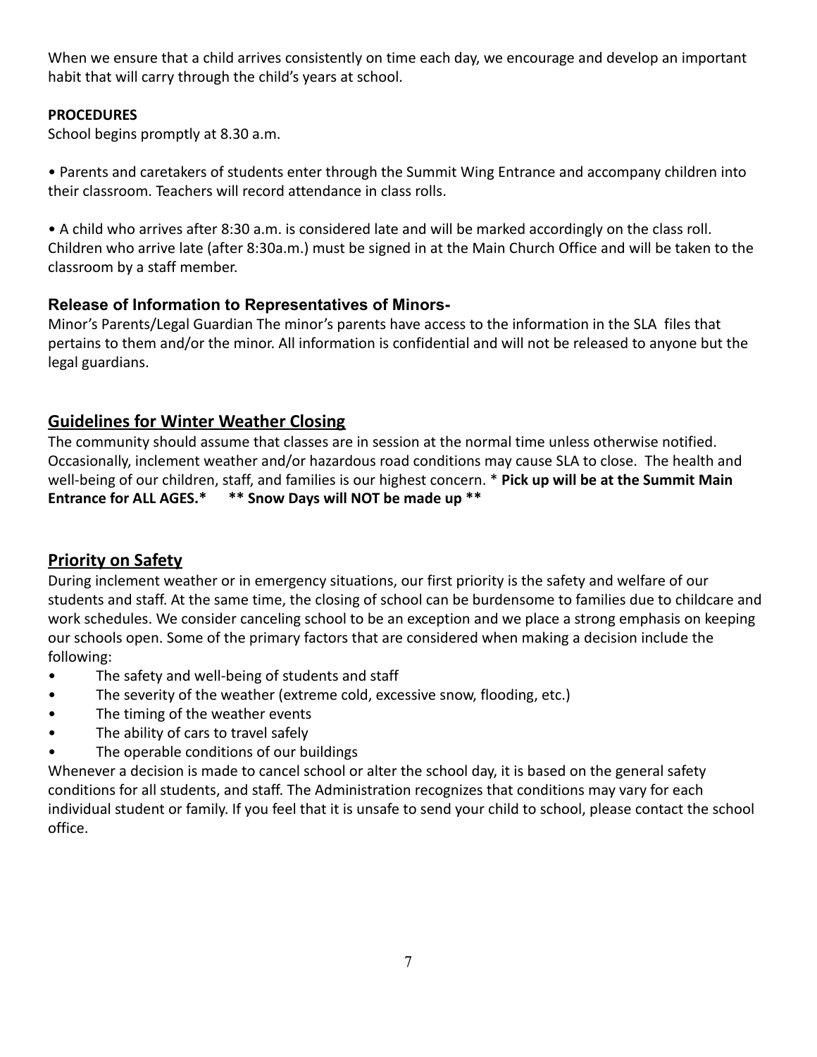When we ensure that a child arrives consistently on time each day, we encourage and develop an important habit that will carry through the child's years at school.

**PROCEDURES**

School begins promptly at 8.30 a.m.

• Parents and caretakers of students enter through the Summit Wing Entrance and accompany children into their classroom. Teachers will record attendance in class rolls.

• A child who arrives after 8:30 a.m. is considered late and will be marked accordingly on the class roll. Children who arrive late (after 8:30a.m.) must be signed in at the Main Church Office and will be taken to the classroom by a staff member.

### Release of Information to Representatives of Minors-

Minor's Parents/Legal Guardian The minor's parents have access to the information in the SLA files that pertains to them and/or the minor. All information is confidential and will not be released to anyone but the legal guardians.

## Guidelines for Winter Weather Closing

The community should assume that classes are in session at the normal time unless otherwise notified. Occasionally, inclement weather and/or hazardous road conditions may cause SLA to close. The health and well-being of our children, staff, and families is our highest concern. * **Pick up will be at the Summit Main Entrance for ALL AGES.* \*\* Snow Days will NOT be made up \*\***

## Priority on Safety

During inclement weather or in emergency situations, our first priority is the safety and welfare of our students and staff. At the same time, the closing of school can be burdensome to families due to childcare and work schedules. We consider canceling school to be an exception and we place a strong emphasis on keeping our schools open. Some of the primary factors that are considered when making a decision include the following:

- The safety and well-being of students and staff
- The severity of the weather (extreme cold, excessive snow, flooding, etc.)
- The timing of the weather events
- The ability of cars to travel safely
- The operable conditions of our buildings

Whenever a decision is made to cancel school or alter the school day, it is based on the general safety conditions for all students, and staff. The Administration recognizes that conditions may vary for each individual student or family. If you feel that it is unsafe to send your child to school, please contact the school office.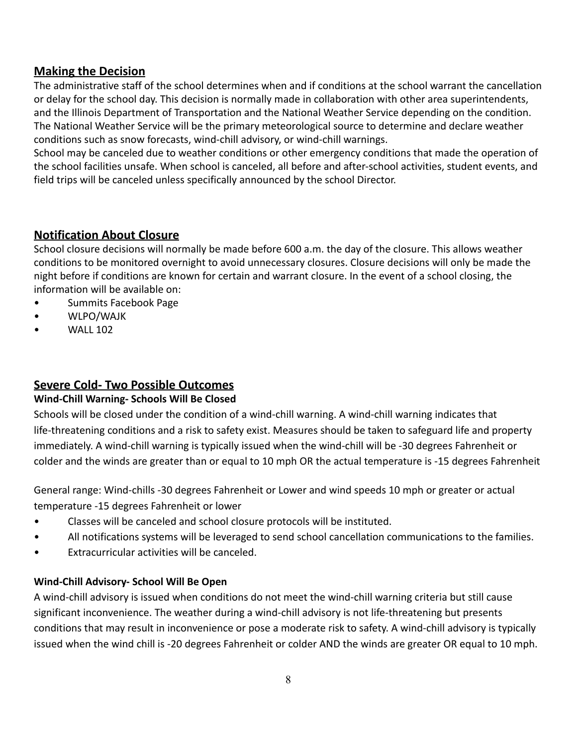## Making the Decision

The administrative staff of the school determines when and if conditions at the school warrant the cancellation or delay for the school day. This decision is normally made in collaboration with other area superintendents, and the Illinois Department of Transportation and the National Weather Service depending on the condition. The National Weather Service will be the primary meteorological source to determine and declare weather conditions such as snow forecasts, wind-chill advisory, or wind-chill warnings.

School may be canceled due to weather conditions or other emergency conditions that made the operation of the school facilities unsafe. When school is canceled, all before and after-school activities, student events, and field trips will be canceled unless specifically announced by the school Director.

## Notification About Closure

School closure decisions will normally be made before 600 a.m. the day of the closure. This allows weather conditions to be monitored overnight to avoid unnecessary closures. Closure decisions will only be made the night before if conditions are known for certain and warrant closure. In the event of a school closing, the information will be available on:

- Summits Facebook Page
- WLPO/WAJK
- WALL 102

## Severe Cold- Two Possible Outcomes

### Wind-Chill Warning- Schools Will Be Closed

Schools will be closed under the condition of a wind-chill warning. A wind-chill warning indicates that life-threatening conditions and a risk to safety exist. Measures should be taken to safeguard life and property immediately. A wind-chill warning is typically issued when the wind-chill will be -30 degrees Fahrenheit or colder and the winds are greater than or equal to 10 mph OR the actual temperature is -15 degrees Fahrenheit

General range: Wind-chills -30 degrees Fahrenheit or Lower and wind speeds 10 mph or greater or actual temperature -15 degrees Fahrenheit or lower

- Classes will be canceled and school closure protocols will be instituted.
- All notifications systems will be leveraged to send school cancellation communications to the families.
- Extracurricular activities will be canceled.

### Wind-Chill Advisory- School Will Be Open

A wind-chill advisory is issued when conditions do not meet the wind-chill warning criteria but still cause significant inconvenience. The weather during a wind-chill advisory is not life-threatening but presents conditions that may result in inconvenience or pose a moderate risk to safety. A wind-chill advisory is typically issued when the wind chill is -20 degrees Fahrenheit or colder AND the winds are greater OR equal to 10 mph.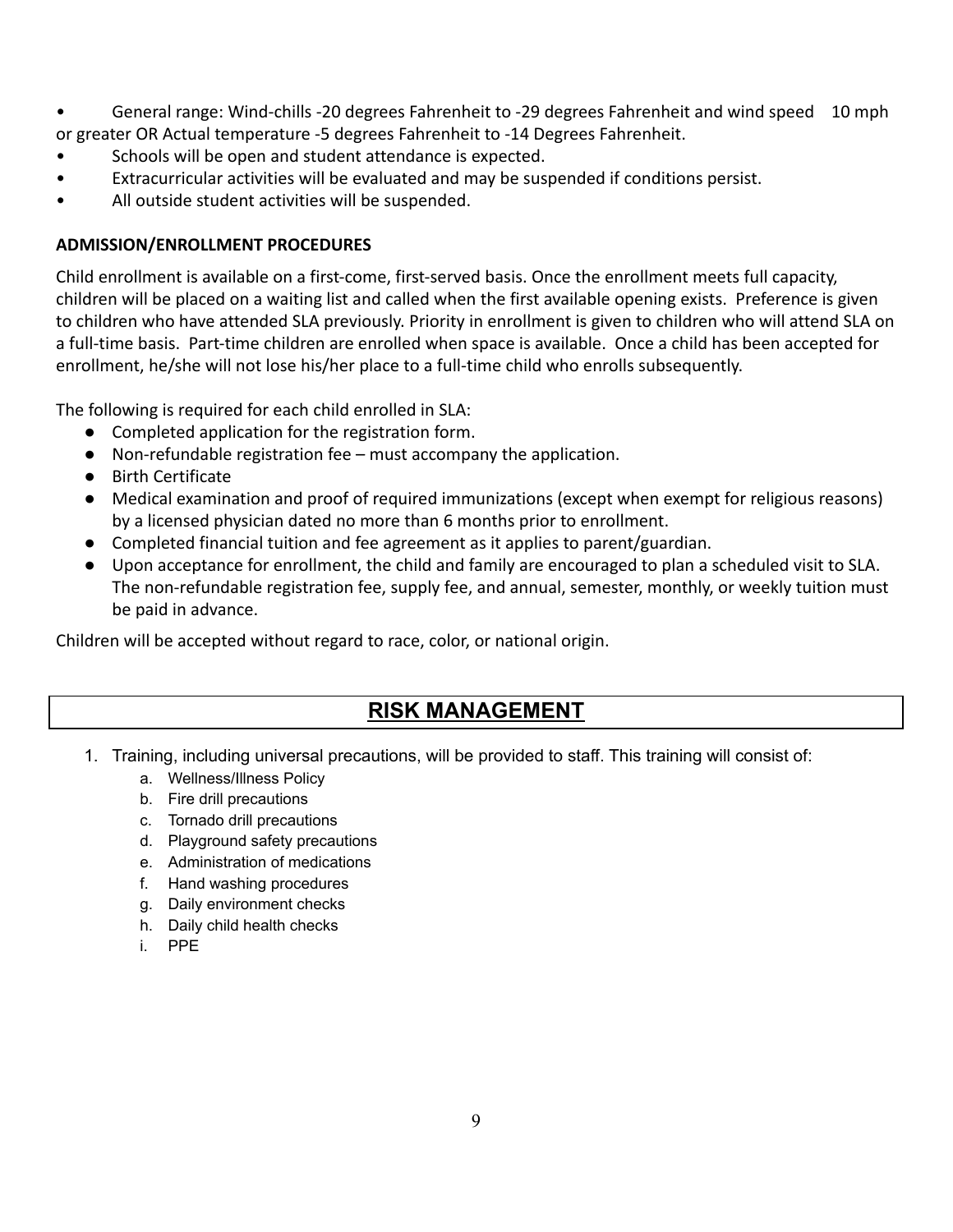- General range: Wind-chills -20 degrees Fahrenheit to -29 degrees Fahrenheit and wind speed 10 mph or greater OR Actual temperature -5 degrees Fahrenheit to -14 Degrees Fahrenheit.
- Schools will be open and student attendance is expected.
- Extracurricular activities will be evaluated and may be suspended if conditions persist.
- All outside student activities will be suspended.

**ADMISSION/ENROLLMENT PROCEDURES**

Child enrollment is available on a first-come, first-served basis. Once the enrollment meets full capacity, children will be placed on a waiting list and called when the first available opening exists. Preference is given to children who have attended SLA previously. Priority in enrollment is given to children who will attend SLA on a full-time basis. Part-time children are enrolled when space is available. Once a child has been accepted for enrollment, he/she will not lose his/her place to a full-time child who enrolls subsequently.

The following is required for each child enrolled in SLA:

- Completed application for the registration form.
- Non-refundable registration fee – must accompany the application.
- Birth Certificate
- Medical examination and proof of required immunizations (except when exempt for religious reasons) by a licensed physician dated no more than 6 months prior to enrollment.
- Completed financial tuition and fee agreement as it applies to parent/guardian.
- Upon acceptance for enrollment, the child and family are encouraged to plan a scheduled visit to SLA. The non-refundable registration fee, supply fee, and annual, semester, monthly, or weekly tuition must be paid in advance.

Children will be accepted without regard to race, color, or national origin.

## RISK MANAGEMENT

1. Training, including universal precautions, will be provided to staff. This training will consist of:
   a. Wellness/Illness Policy
   b. Fire drill precautions
   c. Tornado drill precautions
   d. Playground safety precautions
   e. Administration of medications
   f. Hand washing procedures
   g. Daily environment checks
   h. Daily child health checks
   i. PPE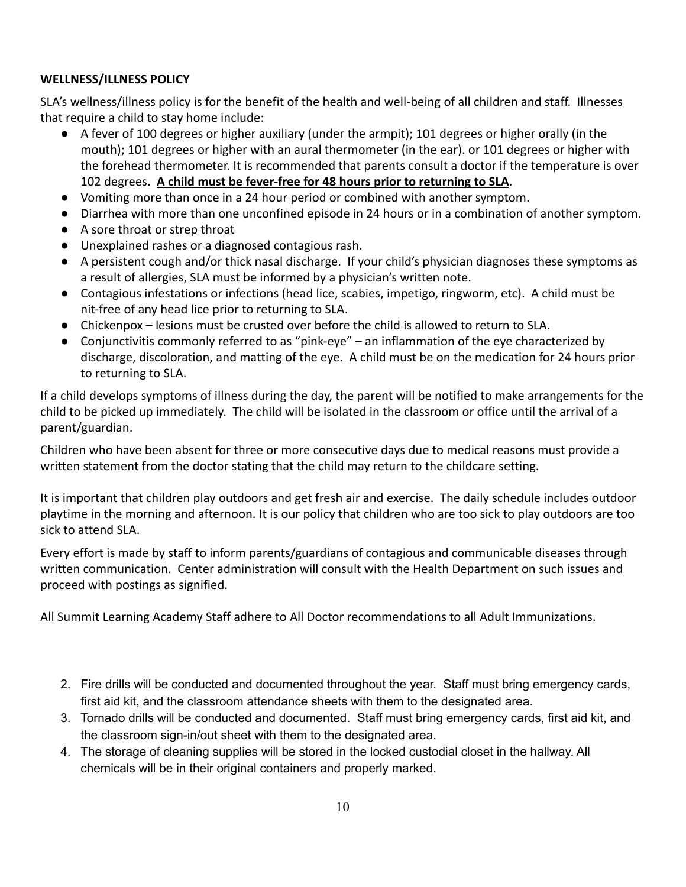**WELLNESS/ILLNESS POLICY**

SLA's wellness/illness policy is for the benefit of the health and well-being of all children and staff. Illnesses that require a child to stay home include:

- A fever of 100 degrees or higher auxiliary (under the armpit); 101 degrees or higher orally (in the mouth); 101 degrees or higher with an aural thermometer (in the ear). or 101 degrees or higher with the forehead thermometer. It is recommended that parents consult a doctor if the temperature is over 102 degrees. **<u>A child must be fever-free for 48 hours prior to returning to SLA</u>**.
- Vomiting more than once in a 24 hour period or combined with another symptom.
- Diarrhea with more than one unconfined episode in 24 hours or in a combination of another symptom.
- A sore throat or strep throat
- Unexplained rashes or a diagnosed contagious rash.
- A persistent cough and/or thick nasal discharge. If your child's physician diagnoses these symptoms as a result of allergies, SLA must be informed by a physician's written note.
- Contagious infestations or infections (head lice, scabies, impetigo, ringworm, etc). A child must be nit-free of any head lice prior to returning to SLA.
- Chickenpox – lesions must be crusted over before the child is allowed to return to SLA.
- Conjunctivitis commonly referred to as "pink-eye" – an inflammation of the eye characterized by discharge, discoloration, and matting of the eye. A child must be on the medication for 24 hours prior to returning to SLA.

If a child develops symptoms of illness during the day, the parent will be notified to make arrangements for the child to be picked up immediately. The child will be isolated in the classroom or office until the arrival of a parent/guardian.

Children who have been absent for three or more consecutive days due to medical reasons must provide a written statement from the doctor stating that the child may return to the childcare setting.

It is important that children play outdoors and get fresh air and exercise. The daily schedule includes outdoor playtime in the morning and afternoon. It is our policy that children who are too sick to play outdoors are too sick to attend SLA.

Every effort is made by staff to inform parents/guardians of contagious and communicable diseases through written communication. Center administration will consult with the Health Department on such issues and proceed with postings as signified.

All Summit Learning Academy Staff adhere to All Doctor recommendations to all Adult Immunizations.

2. Fire drills will be conducted and documented throughout the year. Staff must bring emergency cards, first aid kit, and the classroom attendance sheets with them to the designated area.
3. Tornado drills will be conducted and documented. Staff must bring emergency cards, first aid kit, and the classroom sign-in/out sheet with them to the designated area.
4. The storage of cleaning supplies will be stored in the locked custodial closet in the hallway. All chemicals will be in their original containers and properly marked.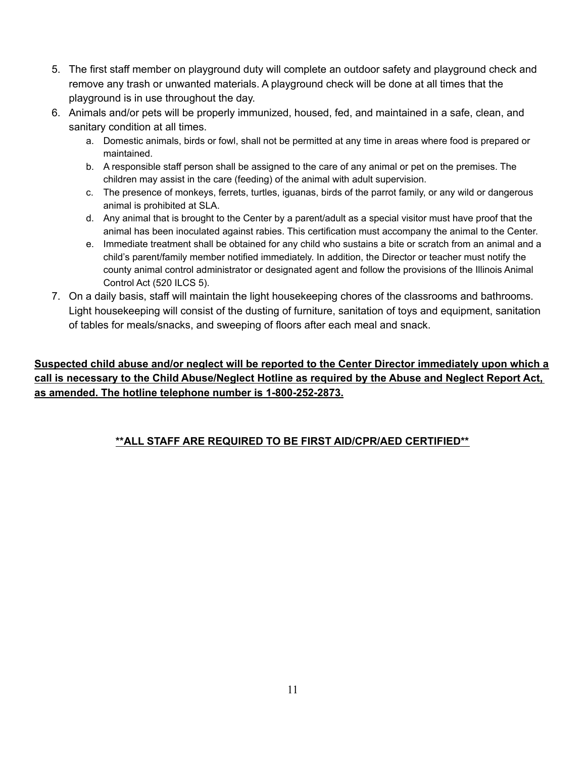5. The first staff member on playground duty will complete an outdoor safety and playground check and remove any trash or unwanted materials. A playground check will be done at all times that the playground is in use throughout the day.
6. Animals and/or pets will be properly immunized, housed, fed, and maintained in a safe, clean, and sanitary condition at all times.
   a. Domestic animals, birds or fowl, shall not be permitted at any time in areas where food is prepared or maintained.
   b. A responsible staff person shall be assigned to the care of any animal or pet on the premises. The children may assist in the care (feeding) of the animal with adult supervision.
   c. The presence of monkeys, ferrets, turtles, iguanas, birds of the parrot family, or any wild or dangerous animal is prohibited at SLA.
   d. Any animal that is brought to the Center by a parent/adult as a special visitor must have proof that the animal has been inoculated against rabies. This certification must accompany the animal to the Center.
   e. Immediate treatment shall be obtained for any child who sustains a bite or scratch from an animal and a child's parent/family member notified immediately. In addition, the Director or teacher must notify the county animal control administrator or designated agent and follow the provisions of the Illinois Animal Control Act (520 ILCS 5).
7. On a daily basis, staff will maintain the light housekeeping chores of the classrooms and bathrooms. Light housekeeping will consist of the dusting of furniture, sanitation of toys and equipment, sanitation of tables for meals/snacks, and sweeping of floors after each meal and snack.

**Suspected child abuse and/or neglect will be reported to the Center Director immediately upon which a call is necessary to the Child Abuse/Neglect Hotline as required by the Abuse and Neglect Report Act, as amended. The hotline telephone number is 1-800-252-2873.**

**\*\*ALL STAFF ARE REQUIRED TO BE FIRST AID/CPR/AED CERTIFIED\*\***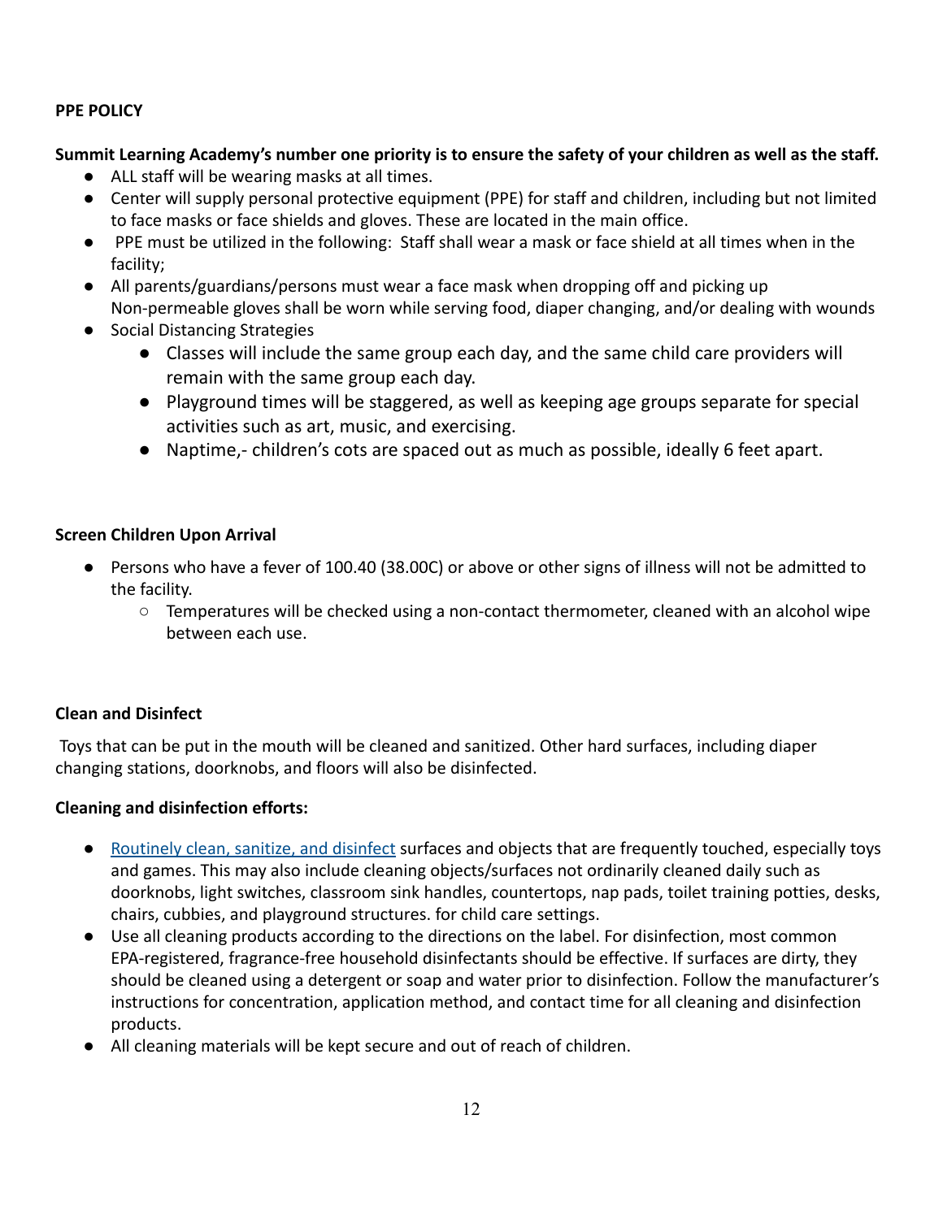**PPE POLICY**

**Summit Learning Academy's number one priority is to ensure the safety of your children as well as the staff.**

- ALL staff will be wearing masks at all times.
- Center will supply personal protective equipment (PPE) for staff and children, including but not limited to face masks or face shields and gloves. These are located in the main office.
- PPE must be utilized in the following: Staff shall wear a mask or face shield at all times when in the facility;
- All parents/guardians/persons must wear a face mask when dropping off and picking up Non-permeable gloves shall be worn while serving food, diaper changing, and/or dealing with wounds
- Social Distancing Strategies
    - Classes will include the same group each day, and the same child care providers will remain with the same group each day.
    - Playground times will be staggered, as well as keeping age groups separate for special activities such as art, music, and exercising.
    - Naptime,- children's cots are spaced out as much as possible, ideally 6 feet apart.

**Screen Children Upon Arrival**

- Persons who have a fever of 100.40 (38.00C) or above or other signs of illness will not be admitted to the facility.
    - Temperatures will be checked using a non-contact thermometer, cleaned with an alcohol wipe between each use.

**Clean and Disinfect**

Toys that can be put in the mouth will be cleaned and sanitized. Other hard surfaces, including diaper changing stations, doorknobs, and floors will also be disinfected.

**Cleaning and disinfection efforts:**

- Routinely clean, sanitize, and disinfect surfaces and objects that are frequently touched, especially toys and games. This may also include cleaning objects/surfaces not ordinarily cleaned daily such as doorknobs, light switches, classroom sink handles, countertops, nap pads, toilet training potties, desks, chairs, cubbies, and playground structures. for child care settings.
- Use all cleaning products according to the directions on the label. For disinfection, most common EPA-registered, fragrance-free household disinfectants should be effective. If surfaces are dirty, they should be cleaned using a detergent or soap and water prior to disinfection. Follow the manufacturer's instructions for concentration, application method, and contact time for all cleaning and disinfection products.
- All cleaning materials will be kept secure and out of reach of children.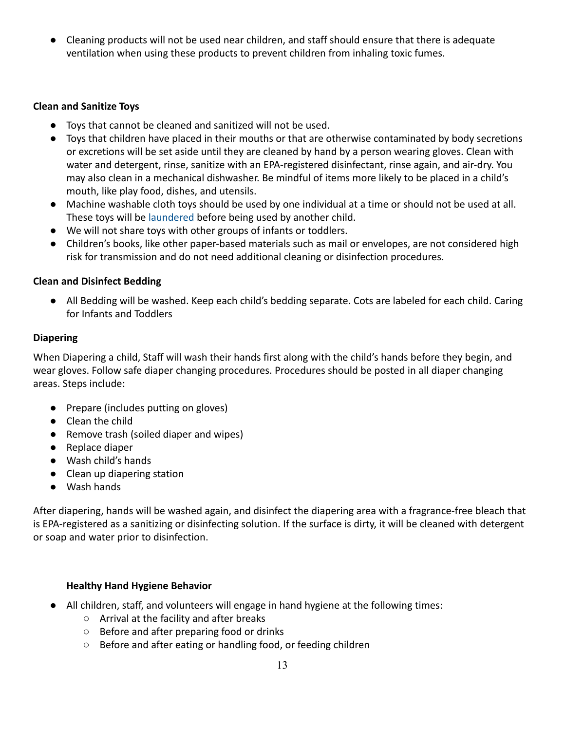- Cleaning products will not be used near children, and staff should ensure that there is adequate ventilation when using these products to prevent children from inhaling toxic fumes.

**Clean and Sanitize Toys**

- Toys that cannot be cleaned and sanitized will not be used.
- Toys that children have placed in their mouths or that are otherwise contaminated by body secretions or excretions will be set aside until they are cleaned by hand by a person wearing gloves. Clean with water and detergent, rinse, sanitize with an EPA-registered disinfectant, rinse again, and air-dry. You may also clean in a mechanical dishwasher. Be mindful of items more likely to be placed in a child's mouth, like play food, dishes, and utensils.
- Machine washable cloth toys should be used by one individual at a time or should not be used at all. These toys will be laundered before being used by another child.
- We will not share toys with other groups of infants or toddlers.
- Children's books, like other paper-based materials such as mail or envelopes, are not considered high risk for transmission and do not need additional cleaning or disinfection procedures.

**Clean and Disinfect Bedding**

- All Bedding will be washed. Keep each child's bedding separate. Cots are labeled for each child. Caring for Infants and Toddlers

**Diapering**

When Diapering a child, Staff will wash their hands first along with the child's hands before they begin, and wear gloves. Follow safe diaper changing procedures. Procedures should be posted in all diaper changing areas. Steps include:

- Prepare (includes putting on gloves)
- Clean the child
- Remove trash (soiled diaper and wipes)
- Replace diaper
- Wash child's hands
- Clean up diapering station
- Wash hands

After diapering, hands will be washed again, and disinfect the diapering area with a fragrance-free bleach that is EPA-registered as a sanitizing or disinfecting solution. If the surface is dirty, it will be cleaned with detergent or soap and water prior to disinfection.

**Healthy Hand Hygiene Behavior**

- All children, staff, and volunteers will engage in hand hygiene at the following times:
  - Arrival at the facility and after breaks
  - Before and after preparing food or drinks
  - Before and after eating or handling food, or feeding children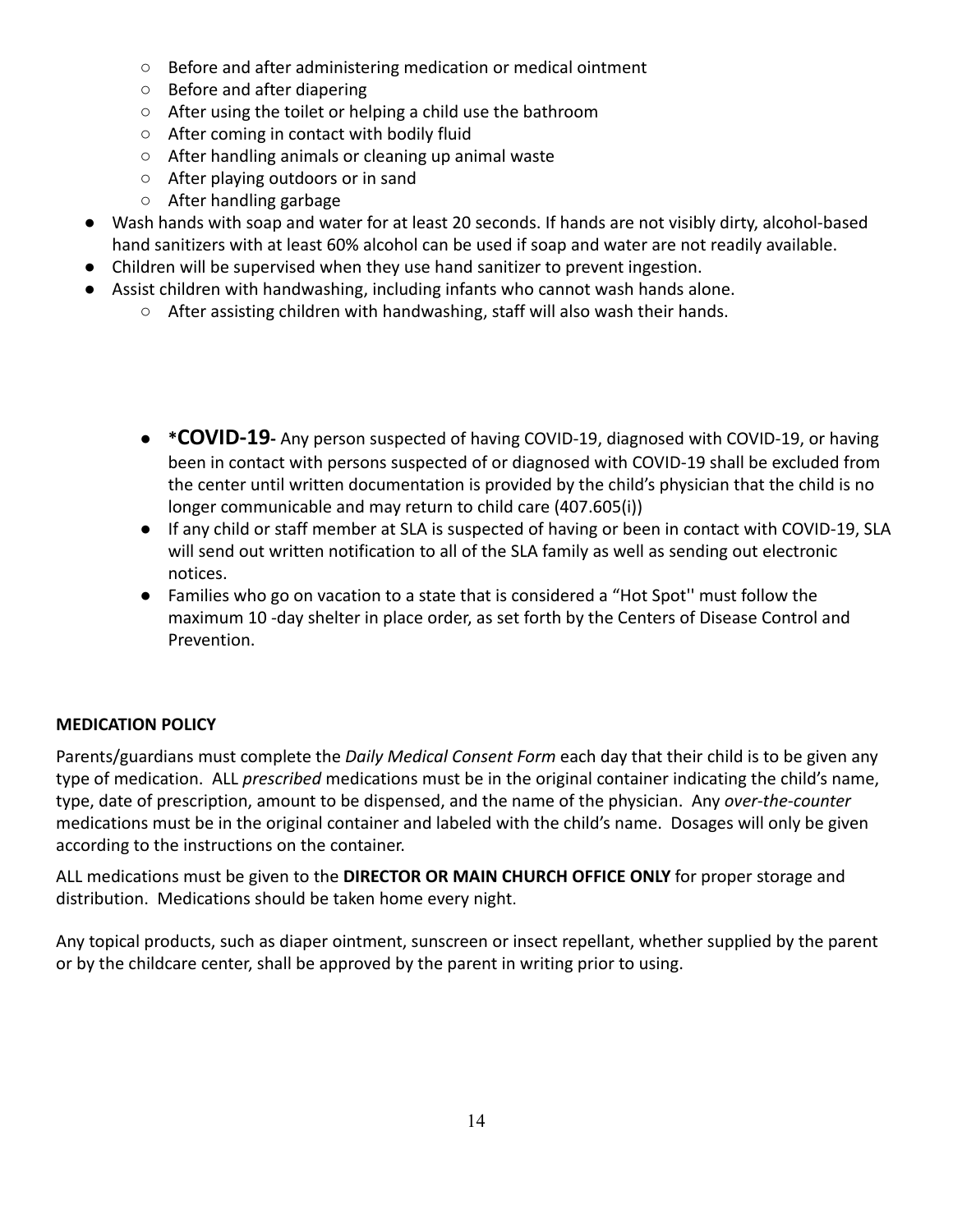- Before and after administering medication or medical ointment
  - Before and after diapering
  - After using the toilet or helping a child use the bathroom
  - After coming in contact with bodily fluid
  - After handling animals or cleaning up animal waste
  - After playing outdoors or in sand
  - After handling garbage
- Wash hands with soap and water for at least 20 seconds. If hands are not visibly dirty, alcohol-based hand sanitizers with at least 60% alcohol can be used if soap and water are not readily available.
- Children will be supervised when they use hand sanitizer to prevent ingestion.
- Assist children with handwashing, including infants who cannot wash hands alone.
  - After assisting children with handwashing, staff will also wash their hands.

- ***COVID-19-** Any person suspected of having COVID-19, diagnosed with COVID-19, or having been in contact with persons suspected of or diagnosed with COVID-19 shall be excluded from the center until written documentation is provided by the child's physician that the child is no longer communicable and may return to child care (407.605(i))
- If any child or staff member at SLA is suspected of having or been in contact with COVID-19, SLA will send out written notification to all of the SLA family as well as sending out electronic notices.
- Families who go on vacation to a state that is considered a "Hot Spot'' must follow the maximum 10 -day shelter in place order, as set forth by the Centers of Disease Control and Prevention.

**MEDICATION POLICY**

Parents/guardians must complete the *Daily Medical Consent Form* each day that their child is to be given any type of medication. ALL *prescribed* medications must be in the original container indicating the child's name, type, date of prescription, amount to be dispensed, and the name of the physician. Any *over-the-counter* medications must be in the original container and labeled with the child's name. Dosages will only be given according to the instructions on the container.

ALL medications must be given to the **DIRECTOR OR MAIN CHURCH OFFICE ONLY** for proper storage and distribution. Medications should be taken home every night.

Any topical products, such as diaper ointment, sunscreen or insect repellant, whether supplied by the parent or by the childcare center, shall be approved by the parent in writing prior to using.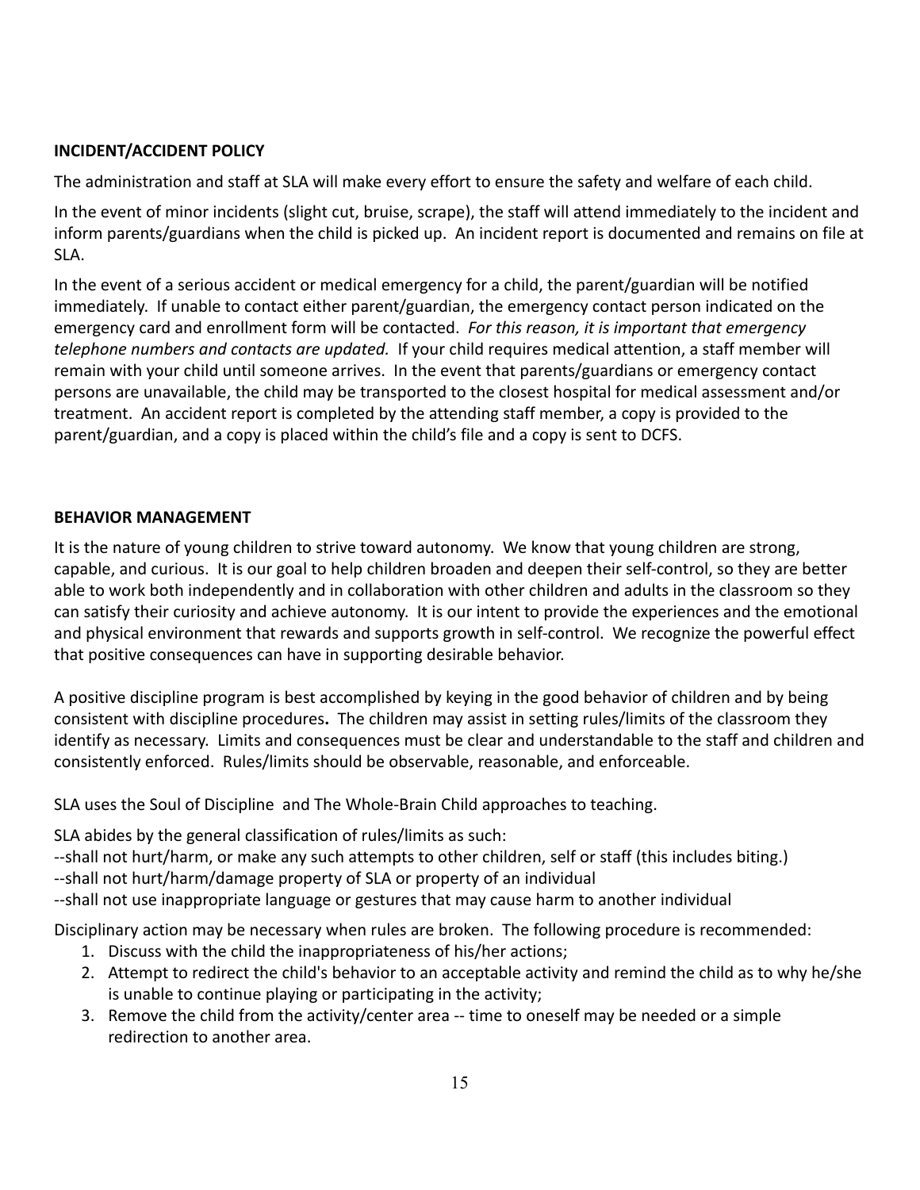**INCIDENT/ACCIDENT POLICY**

The administration and staff at SLA will make every effort to ensure the safety and welfare of each child.

In the event of minor incidents (slight cut, bruise, scrape), the staff will attend immediately to the incident and inform parents/guardians when the child is picked up. An incident report is documented and remains on file at SLA.

In the event of a serious accident or medical emergency for a child, the parent/guardian will be notified immediately. If unable to contact either parent/guardian, the emergency contact person indicated on the emergency card and enrollment form will be contacted. *For this reason, it is important that emergency telephone numbers and contacts are updated.* If your child requires medical attention, a staff member will remain with your child until someone arrives. In the event that parents/guardians or emergency contact persons are unavailable, the child may be transported to the closest hospital for medical assessment and/or treatment. An accident report is completed by the attending staff member, a copy is provided to the parent/guardian, and a copy is placed within the child's file and a copy is sent to DCFS.

**BEHAVIOR MANAGEMENT**

It is the nature of young children to strive toward autonomy. We know that young children are strong, capable, and curious. It is our goal to help children broaden and deepen their self-control, so they are better able to work both independently and in collaboration with other children and adults in the classroom so they can satisfy their curiosity and achieve autonomy. It is our intent to provide the experiences and the emotional and physical environment that rewards and supports growth in self-control. We recognize the powerful effect that positive consequences can have in supporting desirable behavior.

A positive discipline program is best accomplished by keying in the good behavior of children and by being consistent with discipline procedures**.** The children may assist in setting rules/limits of the classroom they identify as necessary. Limits and consequences must be clear and understandable to the staff and children and consistently enforced. Rules/limits should be observable, reasonable, and enforceable.

SLA uses the Soul of Discipline and The Whole-Brain Child approaches to teaching.

SLA abides by the general classification of rules/limits as such:
--shall not hurt/harm, or make any such attempts to other children, self or staff (this includes biting.)
--shall not hurt/harm/damage property of SLA or property of an individual
--shall not use inappropriate language or gestures that may cause harm to another individual

Disciplinary action may be necessary when rules are broken. The following procedure is recommended:

1. Discuss with the child the inappropriateness of his/her actions;
2. Attempt to redirect the child's behavior to an acceptable activity and remind the child as to why he/she is unable to continue playing or participating in the activity;
3. Remove the child from the activity/center area -- time to oneself may be needed or a simple redirection to another area.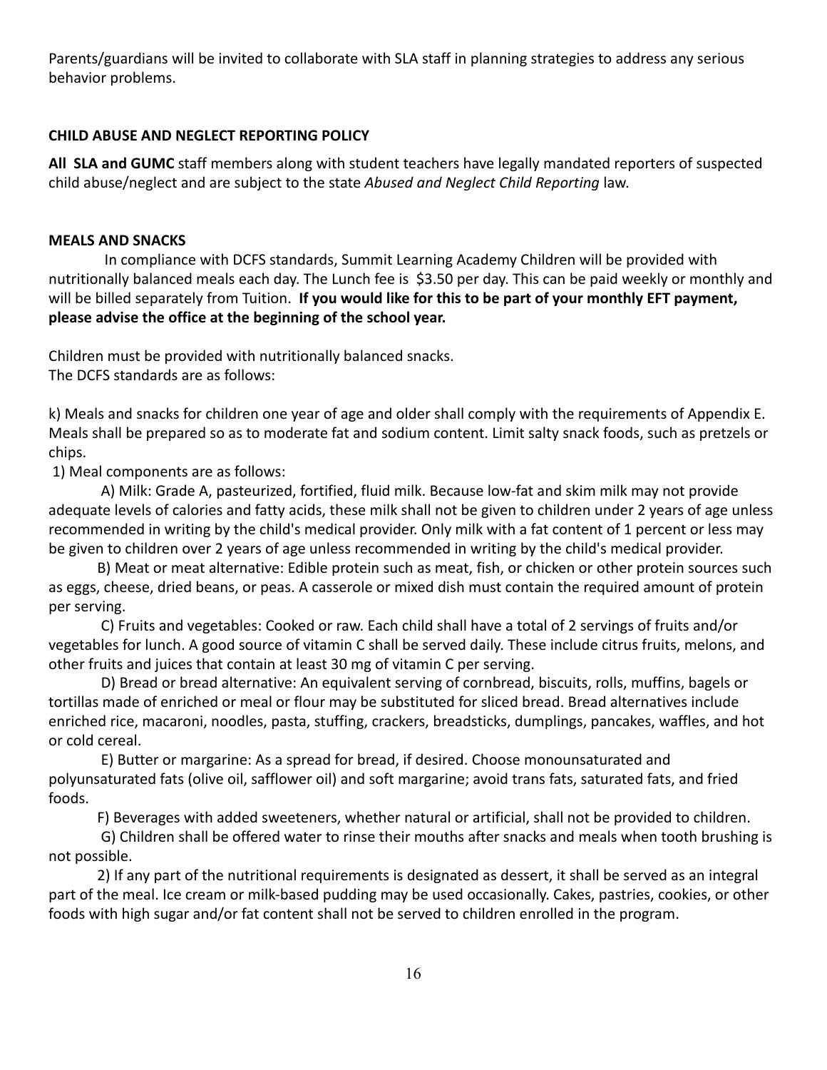Parents/guardians will be invited to collaborate with SLA staff in planning strategies to address any serious behavior problems.

**CHILD ABUSE AND NEGLECT REPORTING POLICY**

**All SLA and GUMC** staff members along with student teachers have legally mandated reporters of suspected child abuse/neglect and are subject to the state *Abused and Neglect Child Reporting* law.

**MEALS AND SNACKS**

In compliance with DCFS standards, Summit Learning Academy Children will be provided with nutritionally balanced meals each day. The Lunch fee is $3.50 per day. This can be paid weekly or monthly and will be billed separately from Tuition. **If you would like for this to be part of your monthly EFT payment, please advise the office at the beginning of the school year.**

Children must be provided with nutritionally balanced snacks.
The DCFS standards are as follows:

k) Meals and snacks for children one year of age and older shall comply with the requirements of Appendix E. Meals shall be prepared so as to moderate fat and sodium content. Limit salty snack foods, such as pretzels or chips.

1) Meal components are as follows:

A) Milk: Grade A, pasteurized, fortified, fluid milk. Because low-fat and skim milk may not provide adequate levels of calories and fatty acids, these milk shall not be given to children under 2 years of age unless recommended in writing by the child's medical provider. Only milk with a fat content of 1 percent or less may be given to children over 2 years of age unless recommended in writing by the child's medical provider.

B) Meat or meat alternative: Edible protein such as meat, fish, or chicken or other protein sources such as eggs, cheese, dried beans, or peas. A casserole or mixed dish must contain the required amount of protein per serving.

C) Fruits and vegetables: Cooked or raw. Each child shall have a total of 2 servings of fruits and/or vegetables for lunch. A good source of vitamin C shall be served daily. These include citrus fruits, melons, and other fruits and juices that contain at least 30 mg of vitamin C per serving.

D) Bread or bread alternative: An equivalent serving of cornbread, biscuits, rolls, muffins, bagels or tortillas made of enriched or meal or flour may be substituted for sliced bread. Bread alternatives include enriched rice, macaroni, noodles, pasta, stuffing, crackers, breadsticks, dumplings, pancakes, waffles, and hot or cold cereal.

E) Butter or margarine: As a spread for bread, if desired. Choose monounsaturated and polyunsaturated fats (olive oil, safflower oil) and soft margarine; avoid trans fats, saturated fats, and fried foods.

F) Beverages with added sweeteners, whether natural or artificial, shall not be provided to children.

G) Children shall be offered water to rinse their mouths after snacks and meals when tooth brushing is not possible.

2) If any part of the nutritional requirements is designated as dessert, it shall be served as an integral part of the meal. Ice cream or milk-based pudding may be used occasionally. Cakes, pastries, cookies, or other foods with high sugar and/or fat content shall not be served to children enrolled in the program.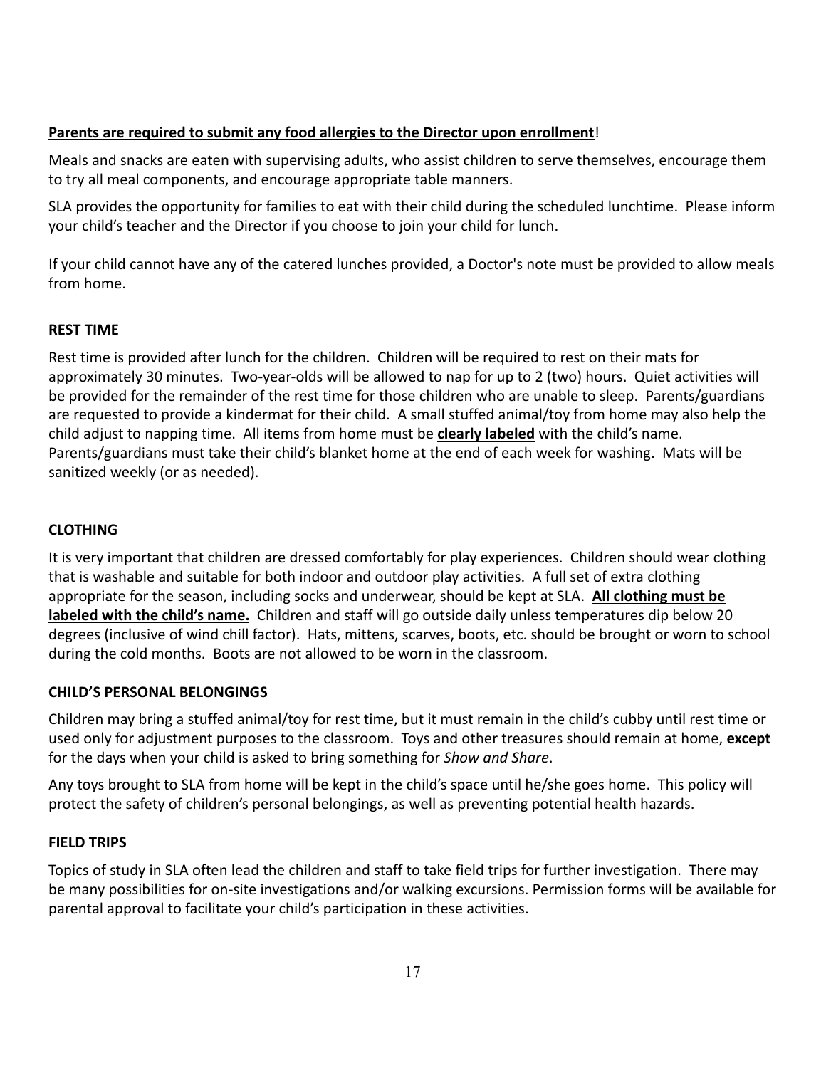**Parents are required to submit any food allergies to the Director upon enrollment**!

Meals and snacks are eaten with supervising adults, who assist children to serve themselves, encourage them to try all meal components, and encourage appropriate table manners.

SLA provides the opportunity for families to eat with their child during the scheduled lunchtime. Please inform your child's teacher and the Director if you choose to join your child for lunch.

If your child cannot have any of the catered lunches provided, a Doctor's note must be provided to allow meals from home.

### REST TIME

Rest time is provided after lunch for the children. Children will be required to rest on their mats for approximately 30 minutes. Two-year-olds will be allowed to nap for up to 2 (two) hours. Quiet activities will be provided for the remainder of the rest time for those children who are unable to sleep. Parents/guardians are requested to provide a kindermat for their child. A small stuffed animal/toy from home may also help the child adjust to napping time. All items from home must be **clearly labeled** with the child's name. Parents/guardians must take their child's blanket home at the end of each week for washing. Mats will be sanitized weekly (or as needed).

### CLOTHING

It is very important that children are dressed comfortably for play experiences. Children should wear clothing that is washable and suitable for both indoor and outdoor play activities. A full set of extra clothing appropriate for the season, including socks and underwear, should be kept at SLA. **All clothing must be labeled with the child's name.** Children and staff will go outside daily unless temperatures dip below 20 degrees (inclusive of wind chill factor). Hats, mittens, scarves, boots, etc. should be brought or worn to school during the cold months. Boots are not allowed to be worn in the classroom.

### CHILD'S PERSONAL BELONGINGS

Children may bring a stuffed animal/toy for rest time, but it must remain in the child's cubby until rest time or used only for adjustment purposes to the classroom. Toys and other treasures should remain at home, **except** for the days when your child is asked to bring something for *Show and Share*.

Any toys brought to SLA from home will be kept in the child's space until he/she goes home. This policy will protect the safety of children's personal belongings, as well as preventing potential health hazards.

### FIELD TRIPS

Topics of study in SLA often lead the children and staff to take field trips for further investigation. There may be many possibilities for on-site investigations and/or walking excursions. Permission forms will be available for parental approval to facilitate your child's participation in these activities.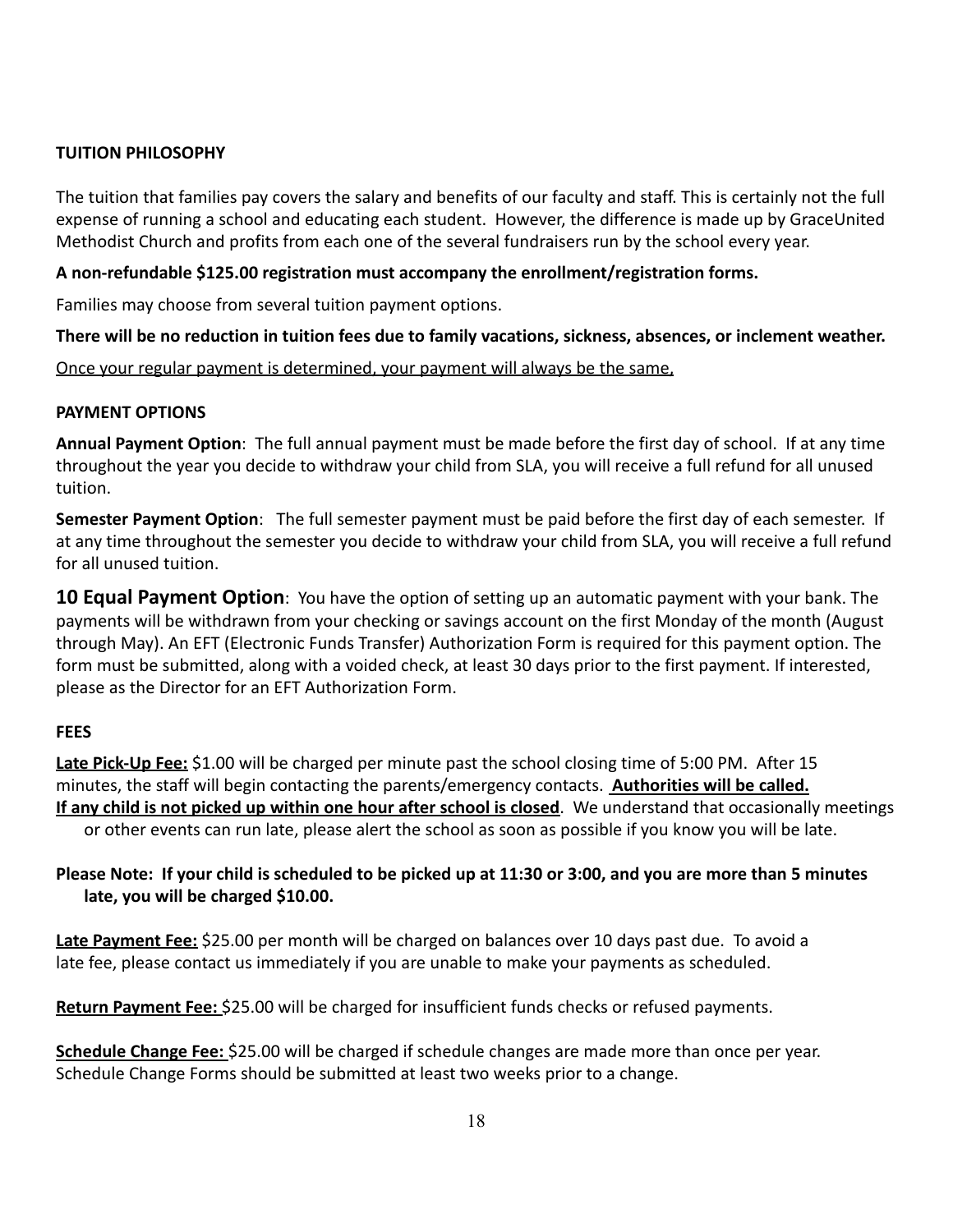## TUITION PHILOSOPHY

The tuition that families pay covers the salary and benefits of our faculty and staff. This is certainly not the full expense of running a school and educating each student. However, the difference is made up by GraceUnited Methodist Church and profits from each one of the several fundraisers run by the school every year.

**A non-refundable $125.00 registration must accompany the enrollment/registration forms.**

Families may choose from several tuition payment options.

**There will be no reduction in tuition fees due to family vacations, sickness, absences, or inclement weather.**

<u>Once your regular payment is determined, your payment will always be the same.</u>

## PAYMENT OPTIONS

**Annual Payment Option**: The full annual payment must be made before the first day of school. If at any time throughout the year you decide to withdraw your child from SLA, you will receive a full refund for all unused tuition.

**Semester Payment Option**: The full semester payment must be paid before the first day of each semester. If at any time throughout the semester you decide to withdraw your child from SLA, you will receive a full refund for all unused tuition.

**10 Equal Payment Option**: You have the option of setting up an automatic payment with your bank. The payments will be withdrawn from your checking or savings account on the first Monday of the month (August through May). An EFT (Electronic Funds Transfer) Authorization Form is required for this payment option. The form must be submitted, along with a voided check, at least 30 days prior to the first payment. If interested, please as the Director for an EFT Authorization Form.

## FEES

**<u>Late Pick-Up Fee:</u>** $1.00 will be charged per minute past the school closing time of 5:00 PM. After 15 minutes, the staff will begin contacting the parents/emergency contacts. **<u>Authorities will be called.</u>** **<u>If any child is not picked up within one hour after school is closed</u>**. We understand that occasionally meetings or other events can run late, please alert the school as soon as possible if you know you will be late.

**Please Note: If your child is scheduled to be picked up at 11:30 or 3:00, and you are more than 5 minutes late, you will be charged $10.00.**

**<u>Late Payment Fee:</u>** $25.00 per month will be charged on balances over 10 days past due. To avoid a late fee, please contact us immediately if you are unable to make your payments as scheduled.

**<u>Return Payment Fee:</u>** $25.00 will be charged for insufficient funds checks or refused payments.

**<u>Schedule Change Fee:</u>** $25.00 will be charged if schedule changes are made more than once per year. Schedule Change Forms should be submitted at least two weeks prior to a change.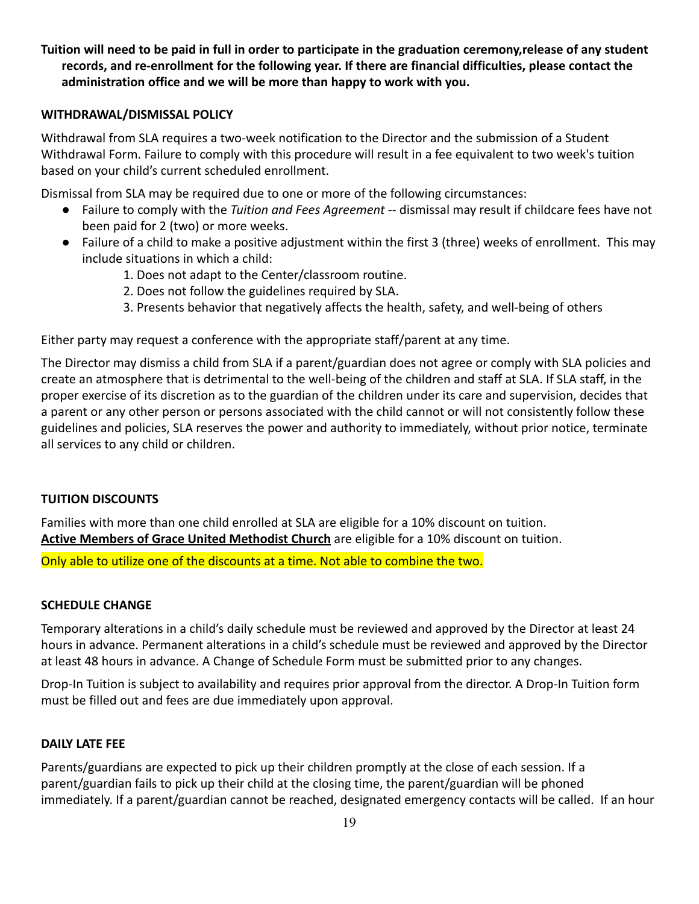**Tuition will need to be paid in full in order to participate in the graduation ceremony,release of any student records, and re-enrollment for the following year. If there are financial difficulties, please contact the administration office and we will be more than happy to work with you.**

### WITHDRAWAL/DISMISSAL POLICY

Withdrawal from SLA requires a two-week notification to the Director and the submission of a Student Withdrawal Form. Failure to comply with this procedure will result in a fee equivalent to two week's tuition based on your child's current scheduled enrollment.

Dismissal from SLA may be required due to one or more of the following circumstances:

- Failure to comply with the *Tuition and Fees Agreement* -- dismissal may result if childcare fees have not been paid for 2 (two) or more weeks.
- Failure of a child to make a positive adjustment within the first 3 (three) weeks of enrollment. This may include situations in which a child:
    1. Does not adapt to the Center/classroom routine.
    2. Does not follow the guidelines required by SLA.
    3. Presents behavior that negatively affects the health, safety, and well-being of others

Either party may request a conference with the appropriate staff/parent at any time.

The Director may dismiss a child from SLA if a parent/guardian does not agree or comply with SLA policies and create an atmosphere that is detrimental to the well-being of the children and staff at SLA. If SLA staff, in the proper exercise of its discretion as to the guardian of the children under its care and supervision, decides that a parent or any other person or persons associated with the child cannot or will not consistently follow these guidelines and policies, SLA reserves the power and authority to immediately, without prior notice, terminate all services to any child or children.

### TUITION DISCOUNTS

Families with more than one child enrolled at SLA are eligible for a 10% discount on tuition.
**Active Members of Grace United Methodist Church** are eligible for a 10% discount on tuition.

Only able to utilize one of the discounts at a time. Not able to combine the two.

### SCHEDULE CHANGE

Temporary alterations in a child's daily schedule must be reviewed and approved by the Director at least 24 hours in advance. Permanent alterations in a child's schedule must be reviewed and approved by the Director at least 48 hours in advance. A Change of Schedule Form must be submitted prior to any changes.

Drop-In Tuition is subject to availability and requires prior approval from the director. A Drop-In Tuition form must be filled out and fees are due immediately upon approval.

### DAILY LATE FEE

Parents/guardians are expected to pick up their children promptly at the close of each session. If a parent/guardian fails to pick up their child at the closing time, the parent/guardian will be phoned immediately. If a parent/guardian cannot be reached, designated emergency contacts will be called. If an hour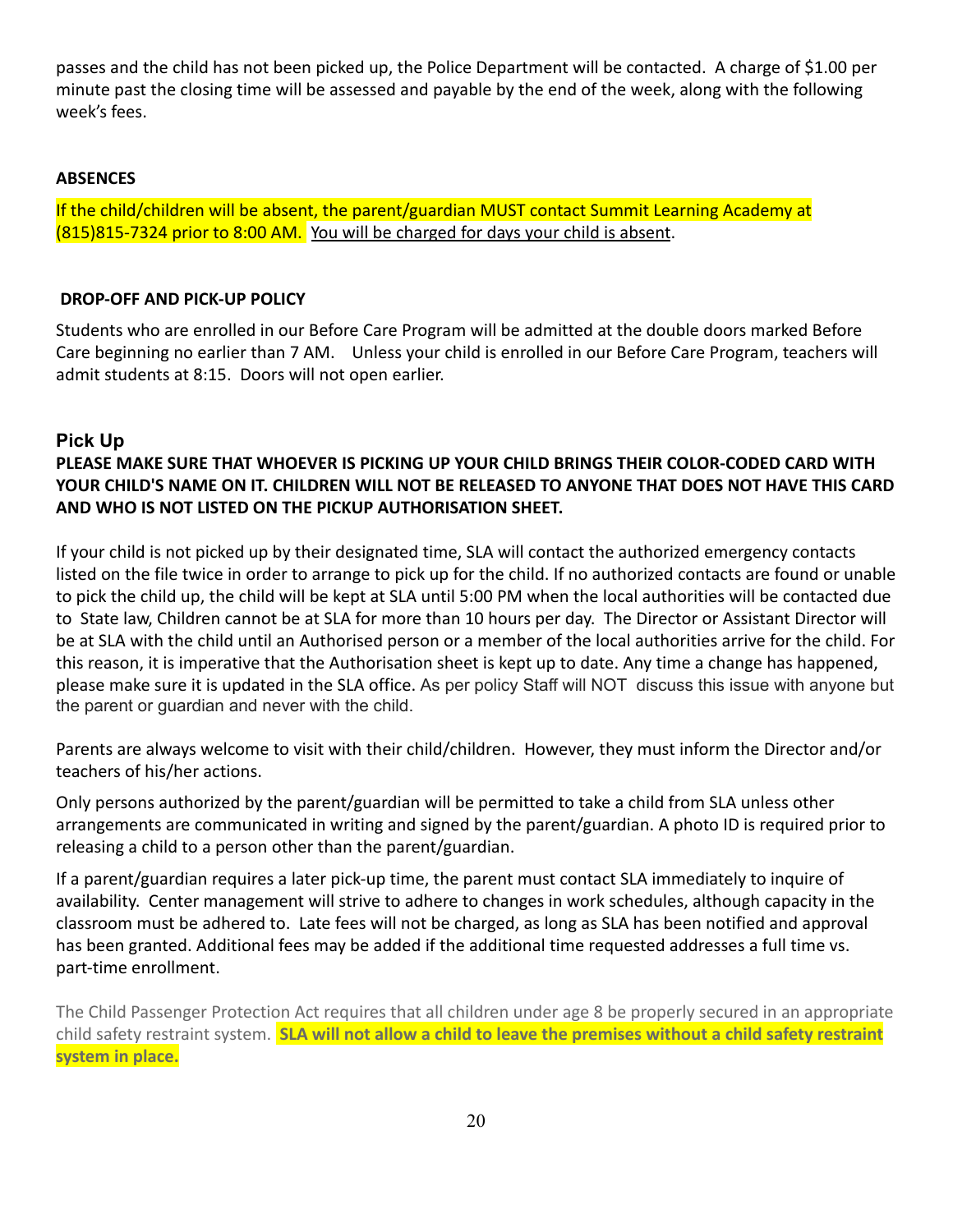passes and the child has not been picked up, the Police Department will be contacted. A charge of $1.00 per minute past the closing time will be assessed and payable by the end of the week, along with the following week's fees.

**ABSENCES**

If the child/children will be absent, the parent/guardian MUST contact Summit Learning Academy at (815)815-7324 prior to 8:00 AM. You will be charged for days your child is absent.

**DROP-OFF AND PICK-UP POLICY**

Students who are enrolled in our Before Care Program will be admitted at the double doors marked Before Care beginning no earlier than 7 AM. Unless your child is enrolled in our Before Care Program, teachers will admit students at 8:15. Doors will not open earlier.

### Pick Up

**PLEASE MAKE SURE THAT WHOEVER IS PICKING UP YOUR CHILD BRINGS THEIR COLOR-CODED CARD WITH YOUR CHILD'S NAME ON IT. CHILDREN WILL NOT BE RELEASED TO ANYONE THAT DOES NOT HAVE THIS CARD AND WHO IS NOT LISTED ON THE PICKUP AUTHORISATION SHEET.**

If your child is not picked up by their designated time, SLA will contact the authorized emergency contacts listed on the file twice in order to arrange to pick up for the child. If no authorized contacts are found or unable to pick the child up, the child will be kept at SLA until 5:00 PM when the local authorities will be contacted due to State law, Children cannot be at SLA for more than 10 hours per day. The Director or Assistant Director will be at SLA with the child until an Authorised person or a member of the local authorities arrive for the child. For this reason, it is imperative that the Authorisation sheet is kept up to date. Any time a change has happened, please make sure it is updated in the SLA office. As per policy Staff will NOT discuss this issue with anyone but the parent or guardian and never with the child.

Parents are always welcome to visit with their child/children. However, they must inform the Director and/or teachers of his/her actions.

Only persons authorized by the parent/guardian will be permitted to take a child from SLA unless other arrangements are communicated in writing and signed by the parent/guardian. A photo ID is required prior to releasing a child to a person other than the parent/guardian.

If a parent/guardian requires a later pick-up time, the parent must contact SLA immediately to inquire of availability. Center management will strive to adhere to changes in work schedules, although capacity in the classroom must be adhered to. Late fees will not be charged, as long as SLA has been notified and approval has been granted. Additional fees may be added if the additional time requested addresses a full time vs. part-time enrollment.

The Child Passenger Protection Act requires that all children under age 8 be properly secured in an appropriate child safety restraint system. **SLA will not allow a child to leave the premises without a child safety restraint system in place.**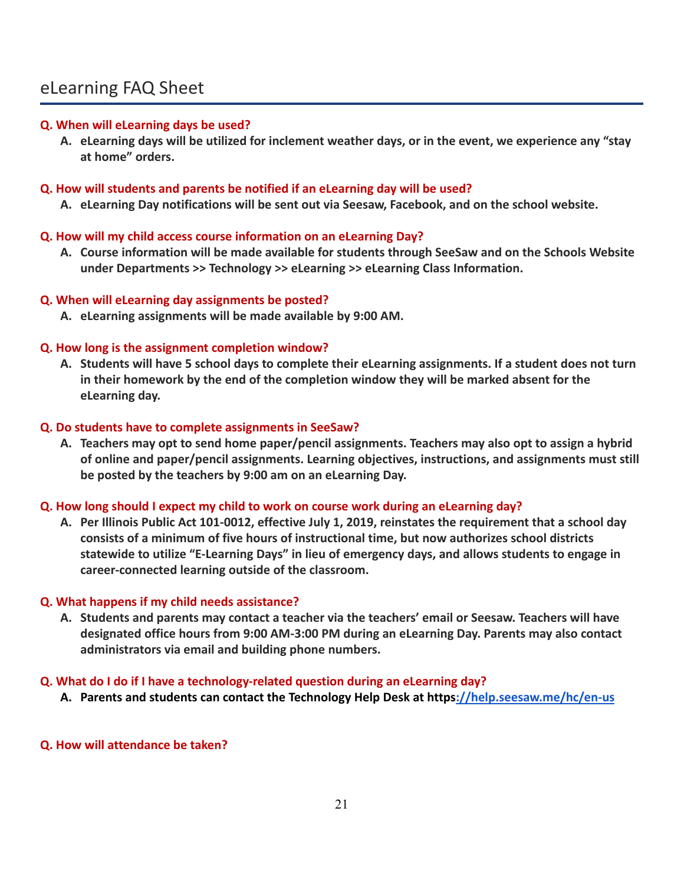# eLearning FAQ Sheet

**Q. When will eLearning days be used?**

A. **eLearning days will be utilized for inclement weather days, or in the event, we experience any "stay at home" orders.**

**Q. How will students and parents be notified if an eLearning day will be used?**

A. **eLearning Day notifications will be sent out via Seesaw, Facebook, and on the school website.**

**Q. How will my child access course information on an eLearning Day?**

A. **Course information will be made available for students through SeeSaw and on the Schools Website under Departments >> Technology >> eLearning >> eLearning Class Information.**

**Q. When will eLearning day assignments be posted?**

A. **eLearning assignments will be made available by 9:00 AM.**

**Q. How long is the assignment completion window?**

A. **Students will have 5 school days to complete their eLearning assignments. If a student does not turn in their homework by the end of the completion window they will be marked absent for the eLearning day.**

**Q. Do students have to complete assignments in SeeSaw?**

A. **Teachers may opt to send home paper/pencil assignments. Teachers may also opt to assign a hybrid of online and paper/pencil assignments. Learning objectives, instructions, and assignments must still be posted by the teachers by 9:00 am on an eLearning Day.**

**Q. How long should I expect my child to work on course work during an eLearning day?**

A. **Per Illinois Public Act 101-0012, effective July 1, 2019, reinstates the requirement that a school day consists of a minimum of five hours of instructional time, but now authorizes school districts statewide to utilize "E-Learning Days" in lieu of emergency days, and allows students to engage in career-connected learning outside of the classroom.**

**Q. What happens if my child needs assistance?**

A. **Students and parents may contact a teacher via the teachers' email or Seesaw. Teachers will have designated office hours from 9:00 AM-3:00 PM during an eLearning Day. Parents may also contact administrators via email and building phone numbers.**

**Q. What do I do if I have a technology-related question during an eLearning day?**

A. **Parents and students can contact the Technology Help Desk at https://help.seesaw.me/hc/en-us**

**Q. How will attendance be taken?**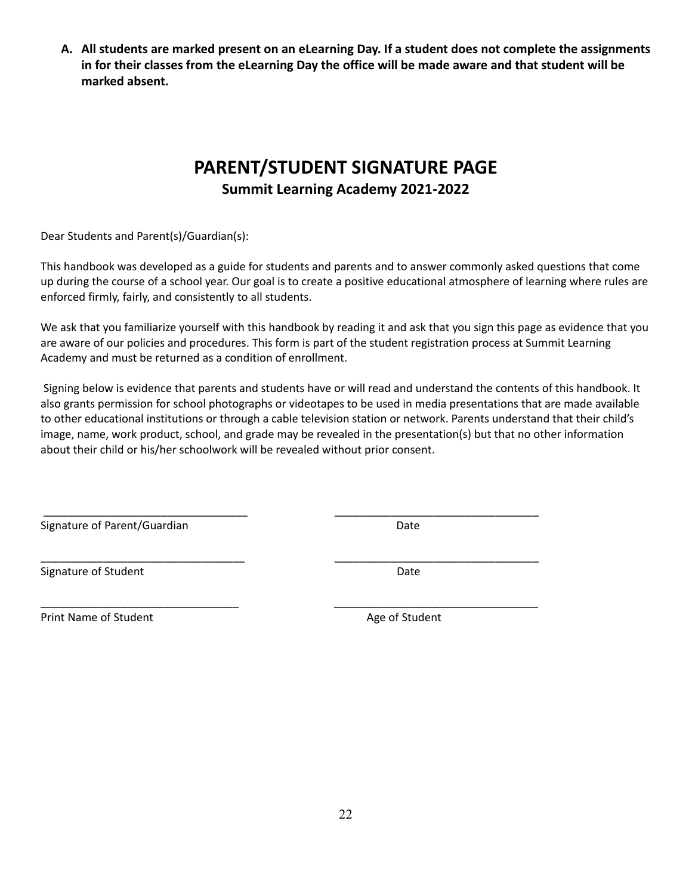A. **All students are marked present on an eLearning Day. If a student does not complete the assignments in for their classes from the eLearning Day the office will be made aware and that student will be marked absent.**

# PARENT/STUDENT SIGNATURE PAGE

## Summit Learning Academy 2021-2022

Dear Students and Parent(s)/Guardian(s):

This handbook was developed as a guide for students and parents and to answer commonly asked questions that come up during the course of a school year. Our goal is to create a positive educational atmosphere of learning where rules are enforced firmly, fairly, and consistently to all students.

We ask that you familiarize yourself with this handbook by reading it and ask that you sign this page as evidence that you are aware of our policies and procedures. This form is part of the student registration process at Summit Learning Academy and must be returned as a condition of enrollment.

Signing below is evidence that parents and students have or will read and understand the contents of this handbook. It also grants permission for school photographs or videotapes to be used in media presentations that are made available to other educational institutions or through a cable television station or network. Parents understand that their child's image, name, work product, school, and grade may be revealed in the presentation(s) but that no other information about their child or his/her schoolwork will be revealed without prior consent.

_________________________________ _________________________________

Signature of Parent/Guardian Date

_________________________________ _________________________________

Signature of Student Date

_________________________________ _________________________________

Print Name of Student Age of Student